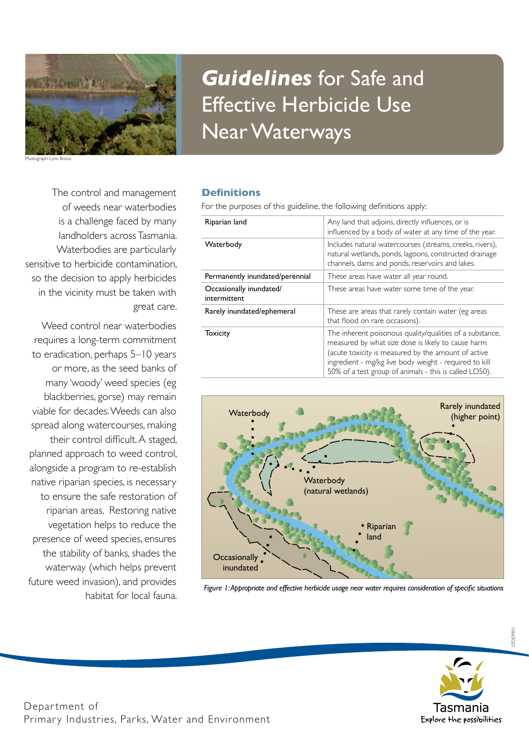# *Guidelines* for Safe and Effective Herbicide Use Near Waterways

Photograph: Lynn Broos

The control and management of weeds near waterbodies is a challenge faced by many landholders across Tasmania. Waterbodies are particularly sensitive to herbicide contamination, so the decision to apply herbicides in the vicinity must be taken with great care.

Weed control near waterbodies requires a long-term commitment to eradication, perhaps 5–10 years or more, as the seed banks of many 'woody' weed species (eg blackberries, gorse) may remain viable for decades. Weeds can also spread along watercourses, making their control difficult. A staged, planned approach to weed control, alongside a program to re-establish native riparian species, is necessary to ensure the safe restoration of riparian areas. Restoring native vegetation helps to reduce the presence of weed species, ensures the stability of banks, shades the waterway (which helps prevent future weed invasion), and provides habitat for local fauna.

## Definitions

For the purposes of this guideline, the following definitions apply:

| | |
|---|---|
| Riparian land | Any land that adjoins, directly influences, or is influenced by a body of water at any time of the year. |
| Waterbody | Includes natural watercourses (streams, creeks, rivers), natural wetlands, ponds, lagoons, constructed drainage channels, dams and ponds, reservoirs and lakes. |
| Permanently inundated/perennial | These areas have water all year round. |
| Occasionally inundated/ intermittent | These areas have water some time of the year. |
| Rarely inundated/ephemeral | These are areas that rarely contain water (eg areas that flood on rare occasions). |
| Toxicity | The inherent poisonous quality/qualities of a substance, measured by what size dose is likely to cause harm (acute toxicity is measured by the amount of active ingredient - mg/kg live body weight - required to kill 50% of a test group of animals - this is called LD50). |

Waterbody

Rarely inundated (higher point)

Waterbody (natural wetlands)

Riparian land

Occasionally inundated

*Figure 1: Appropriate and effective herbicide usage near water requires consideration of specific situations*

Department of Primary Industries, Parks, Water and Environment

Tasmania
Explore the possibilities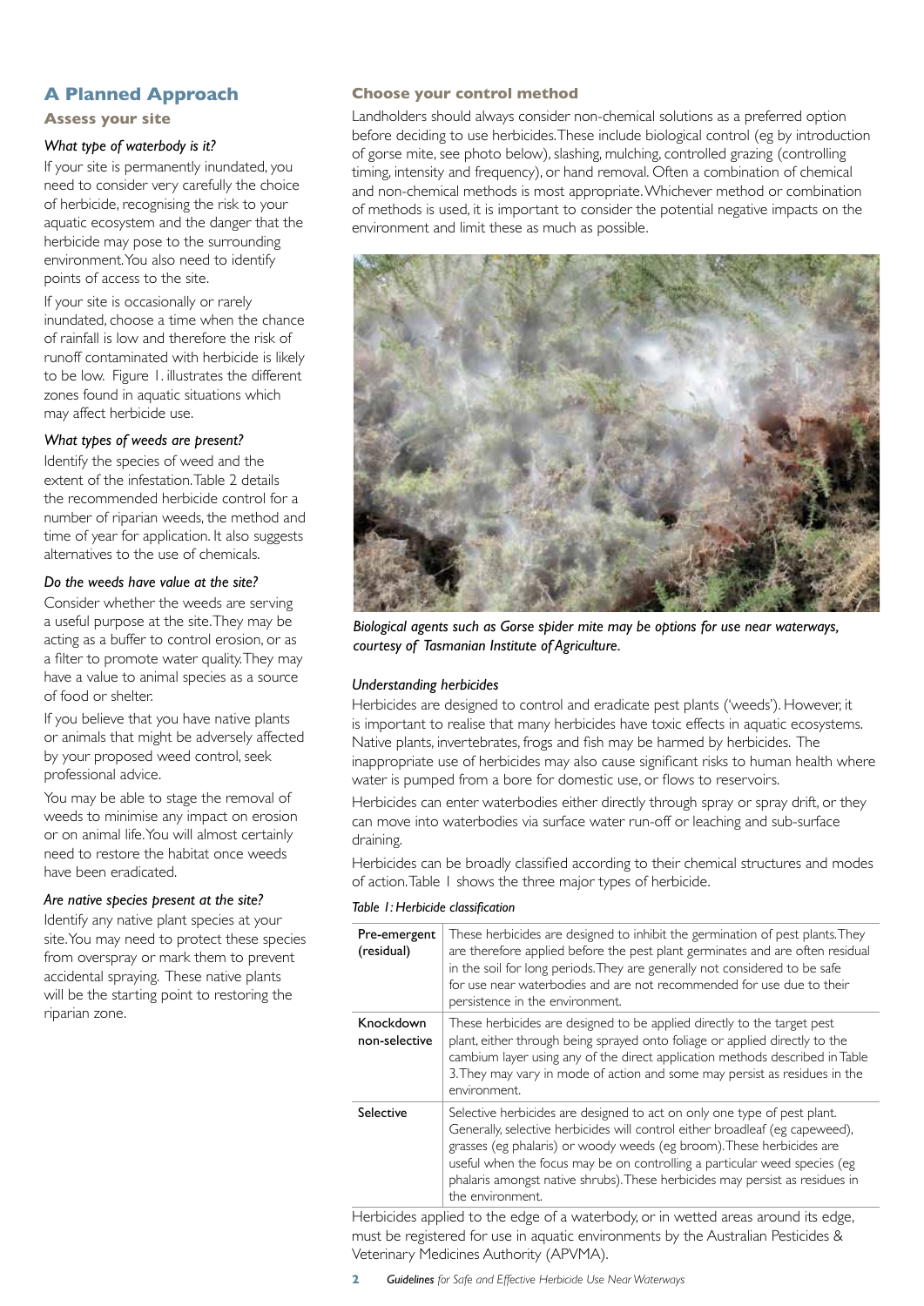## A Planned Approach

### Assess your site

*What type of waterbody is it?*

If your site is permanently inundated, you need to consider very carefully the choice of herbicide, recognising the risk to your aquatic ecosystem and the danger that the herbicide may pose to the surrounding environment. You also need to identify points of access to the site.

If your site is occasionally or rarely inundated, choose a time when the chance of rainfall is low and therefore the risk of runoff contaminated with herbicide is likely to be low. Figure 1. illustrates the different zones found in aquatic situations which may affect herbicide use.

*What types of weeds are present?*

Identify the species of weed and the extent of the infestation. Table 2 details the recommended herbicide control for a number of riparian weeds, the method and time of year for application. It also suggests alternatives to the use of chemicals.

*Do the weeds have value at the site?*

Consider whether the weeds are serving a useful purpose at the site. They may be acting as a buffer to control erosion, or as a filter to promote water quality. They may have a value to animal species as a source of food or shelter.

If you believe that you have native plants or animals that might be adversely affected by your proposed weed control, seek professional advice.

You may be able to stage the removal of weeds to minimise any impact on erosion or on animal life. You will almost certainly need to restore the habitat once weeds have been eradicated.

*Are native species present at the site?*

Identify any native plant species at your site. You may need to protect these species from overspray or mark them to prevent accidental spraying. These native plants will be the starting point to restoring the riparian zone.

### Choose your control method

Landholders should always consider non-chemical solutions as a preferred option before deciding to use herbicides. These include biological control (eg by introduction of gorse mite, see photo below), slashing, mulching, controlled grazing (controlling timing, intensity and frequency), or hand removal. Often a combination of chemical and non-chemical methods is most appropriate. Whichever method or combination of methods is used, it is important to consider the potential negative impacts on the environment and limit these as much as possible.

*Biological agents such as Gorse spider mite may be options for use near waterways, courtesy of Tasmanian Institute of Agriculture.*

*Understanding herbicides*

Herbicides are designed to control and eradicate pest plants ('weeds'). However, it is important to realise that many herbicides have toxic effects in aquatic ecosystems. Native plants, invertebrates, frogs and fish may be harmed by herbicides. The inappropriate use of herbicides may also cause significant risks to human health where water is pumped from a bore for domestic use, or flows to reservoirs.

Herbicides can enter waterbodies either directly through spray or spray drift, or they can move into waterbodies via surface water run-off or leaching and sub-surface draining.

Herbicides can be broadly classified according to their chemical structures and modes of action. Table 1 shows the three major types of herbicide.

*Table 1: Herbicide classification*

| | |
|---|---|
| Pre-emergent (residual) | These herbicides are designed to inhibit the germination of pest plants. They are therefore applied before the pest plant germinates and are often residual in the soil for long periods. They are generally not considered to be safe for use near waterbodies and are not recommended for use due to their persistence in the environment. |
| Knockdown non-selective | These herbicides are designed to be applied directly to the target pest plant, either through being sprayed onto foliage or applied directly to the cambium layer using any of the direct application methods described in Table 3. They may vary in mode of action and some may persist as residues in the environment. |
| Selective | Selective herbicides are designed to act on only one type of pest plant. Generally, selective herbicides will control either broadleaf (eg capeweed), grasses (eg phalaris) or woody weeds (eg broom). These herbicides are useful when the focus may be on controlling a particular weed species (eg phalaris amongst native shrubs). These herbicides may persist as residues in the environment. |

Herbicides applied to the edge of a waterbody, or in wetted areas around its edge, must be registered for use in aquatic environments by the Australian Pesticides & Veterinary Medicines Authority (APVMA).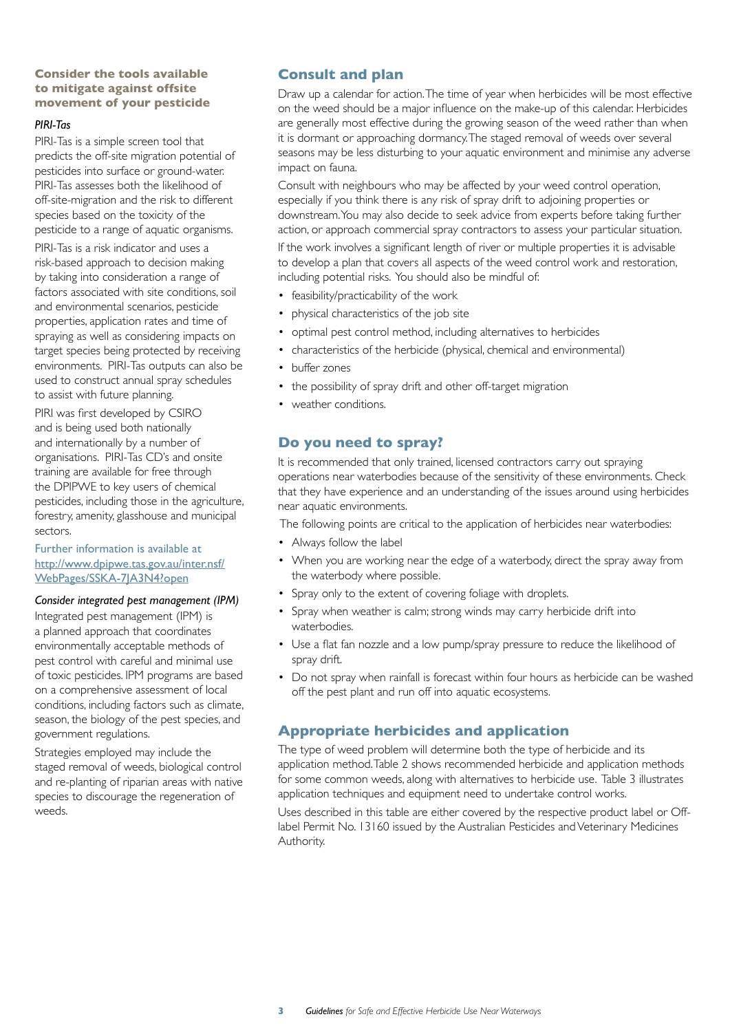### Consider the tools available to mitigate against offsite movement of your pesticide

*PIRI-Tas*

PIRI-Tas is a simple screen tool that predicts the off-site migration potential of pesticides into surface or ground-water. PIRI-Tas assesses both the likelihood of off-site-migration and the risk to different species based on the toxicity of the pesticide to a range of aquatic organisms.

PIRI-Tas is a risk indicator and uses a risk-based approach to decision making by taking into consideration a range of factors associated with site conditions, soil and environmental scenarios, pesticide properties, application rates and time of spraying as well as considering impacts on target species being protected by receiving environments. PIRI-Tas outputs can also be used to construct annual spray schedules to assist with future planning.

PIRI was first developed by CSIRO and is being used both nationally and internationally by a number of organisations. PIRI-Tas CD's and onsite training are available for free through the DPIPWE to key users of chemical pesticides, including those in the agriculture, forestry, amenity, glasshouse and municipal sectors.

Further information is available at [http://www.dpipwe.tas.gov.au/inter.nsf/WebPages/SSKA-7JA3N4?open](http://www.dpipwe.tas.gov.au/inter.nsf/WebPages/SSKA-7JA3N4?open)

*Consider integrated pest management (IPM)*

Integrated pest management (IPM) is a planned approach that coordinates environmentally acceptable methods of pest control with careful and minimal use of toxic pesticides. IPM programs are based on a comprehensive assessment of local conditions, including factors such as climate, season, the biology of the pest species, and government regulations.

Strategies employed may include the staged removal of weeds, biological control and re-planting of riparian areas with native species to discourage the regeneration of weeds.

## Consult and plan

Draw up a calendar for action. The time of year when herbicides will be most effective on the weed should be a major influence on the make-up of this calendar. Herbicides are generally most effective during the growing season of the weed rather than when it is dormant or approaching dormancy. The staged removal of weeds over several seasons may be less disturbing to your aquatic environment and minimise any adverse impact on fauna.

Consult with neighbours who may be affected by your weed control operation, especially if you think there is any risk of spray drift to adjoining properties or downstream. You may also decide to seek advice from experts before taking further action, or approach commercial spray contractors to assess your particular situation.

If the work involves a significant length of river or multiple properties it is advisable to develop a plan that covers all aspects of the weed control work and restoration, including potential risks. You should also be mindful of:

- feasibility/practicability of the work
- physical characteristics of the job site
- optimal pest control method, including alternatives to herbicides
- characteristics of the herbicide (physical, chemical and environmental)
- buffer zones
- the possibility of spray drift and other off-target migration
- weather conditions.

## Do you need to spray?

It is recommended that only trained, licensed contractors carry out spraying operations near waterbodies because of the sensitivity of these environments. Check that they have experience and an understanding of the issues around using herbicides near aquatic environments.

The following points are critical to the application of herbicides near waterbodies:

- Always follow the label
- When you are working near the edge of a waterbody, direct the spray away from the waterbody where possible.
- Spray only to the extent of covering foliage with droplets.
- Spray when weather is calm; strong winds may carry herbicide drift into waterbodies.
- Use a flat fan nozzle and a low pump/spray pressure to reduce the likelihood of spray drift.
- Do not spray when rainfall is forecast within four hours as herbicide can be washed off the pest plant and run off into aquatic ecosystems.

## Appropriate herbicides and application

The type of weed problem will determine both the type of herbicide and its application method. Table 2 shows recommended herbicide and application methods for some common weeds, along with alternatives to herbicide use. Table 3 illustrates application techniques and equipment need to undertake control works.

Uses described in this table are either covered by the respective product label or Off-label Permit No. 13160 issued by the Australian Pesticides and Veterinary Medicines Authority.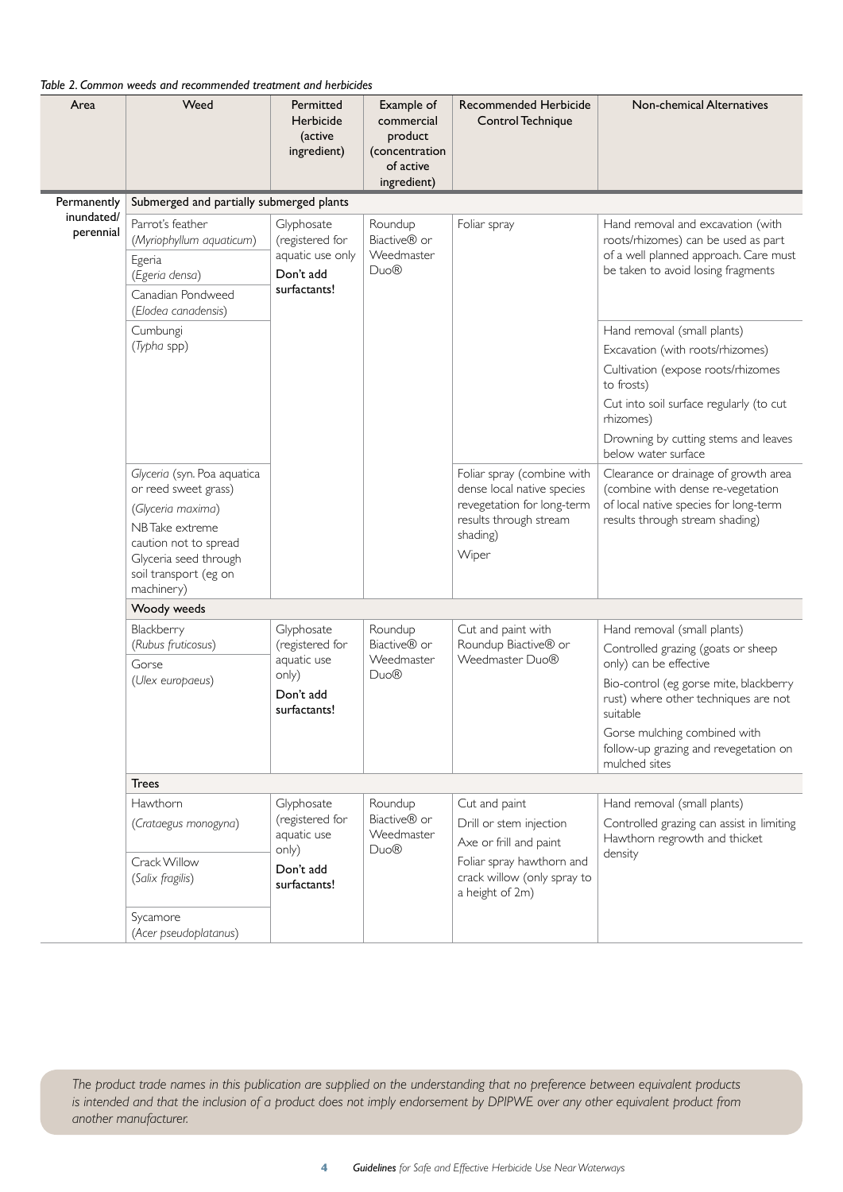*Table 2. Common weeds and recommended treatment and herbicides*

| Area | Weed | Permitted Herbicide (active ingredient) | Example of commercial product (concentration of active ingredient) | Recommended Herbicide Control Technique | Non-chemical Alternatives |
|---|---|---|---|---|---|
| Permanently inundated/ perennial | **Submerged and partially submerged plants** | | | | |
| | Parrot's feather (*Myriophyllum aquaticum*)<br>Egeria (*Egeria densa*)<br>Canadian Pondweed (*Elodea canadensis*) | Glyphosate (registered for aquatic use only **Don't add surfactants!** | Roundup Biactive® or Weedmaster Duo® | Foliar spray | Hand removal and excavation (with roots/rhizomes) can be used as part of a well planned approach. Care must be taken to avoid losing fragments |
| | Cumbungi (*Typha* spp) | | | | Hand removal (small plants)<br>Excavation (with roots/rhizomes)<br>Cultivation (expose roots/rhizomes to frosts)<br>Cut into soil surface regularly (to cut rhizomes)<br>Drowning by cutting stems and leaves below water surface |
| | *Glyceria* (syn. Poa aquatica or reed sweet grass)<br>(*Glyceria maxima*)<br>NB Take extreme caution not to spread Glyceria seed through soil transport (eg on machinery) | | | Foliar spray (combine with dense local native species revegetation for long-term results through stream shading)<br>Wiper | Clearance or drainage of growth area (combine with dense re-vegetation of local native species for long-term results through stream shading) |
| | **Woody weeds** | | | | |
| | Blackberry (*Rubus fruticosus*)<br>Gorse (*Ulex europaeus*) | Glyphosate (registered for aquatic use only)<br>**Don't add surfactants!** | Roundup Biactive® or Weedmaster Duo® | Cut and paint with Roundup Biactive® or Weedmaster Duo® | Hand removal (small plants)<br>Controlled grazing (goats or sheep only) can be effective<br>Bio-control (eg gorse mite, blackberry rust) where other techniques are not suitable<br>Gorse mulching combined with follow-up grazing and revegetation on mulched sites |
| | **Trees** | | | | |
| | Hawthorn (*Crataegus monogyna*)<br>Crack Willow (*Salix fragilis*)<br>Sycamore (*Acer pseudoplatanus*) | Glyphosate (registered for aquatic use only)<br>**Don't add surfactants!** | Roundup Biactive® or Weedmaster Duo® | Cut and paint<br>Drill or stem injection<br>Axe or frill and paint<br>Foliar spray hawthorn and crack willow (only spray to a height of 2m) | Hand removal (small plants)<br>Controlled grazing can assist in limiting Hawthorn regrowth and thicket density |

*The product trade names in this publication are supplied on the understanding that no preference between equivalent products is intended and that the inclusion of a product does not imply endorsement by DPIPWE over any other equivalent product from another manufacturer.*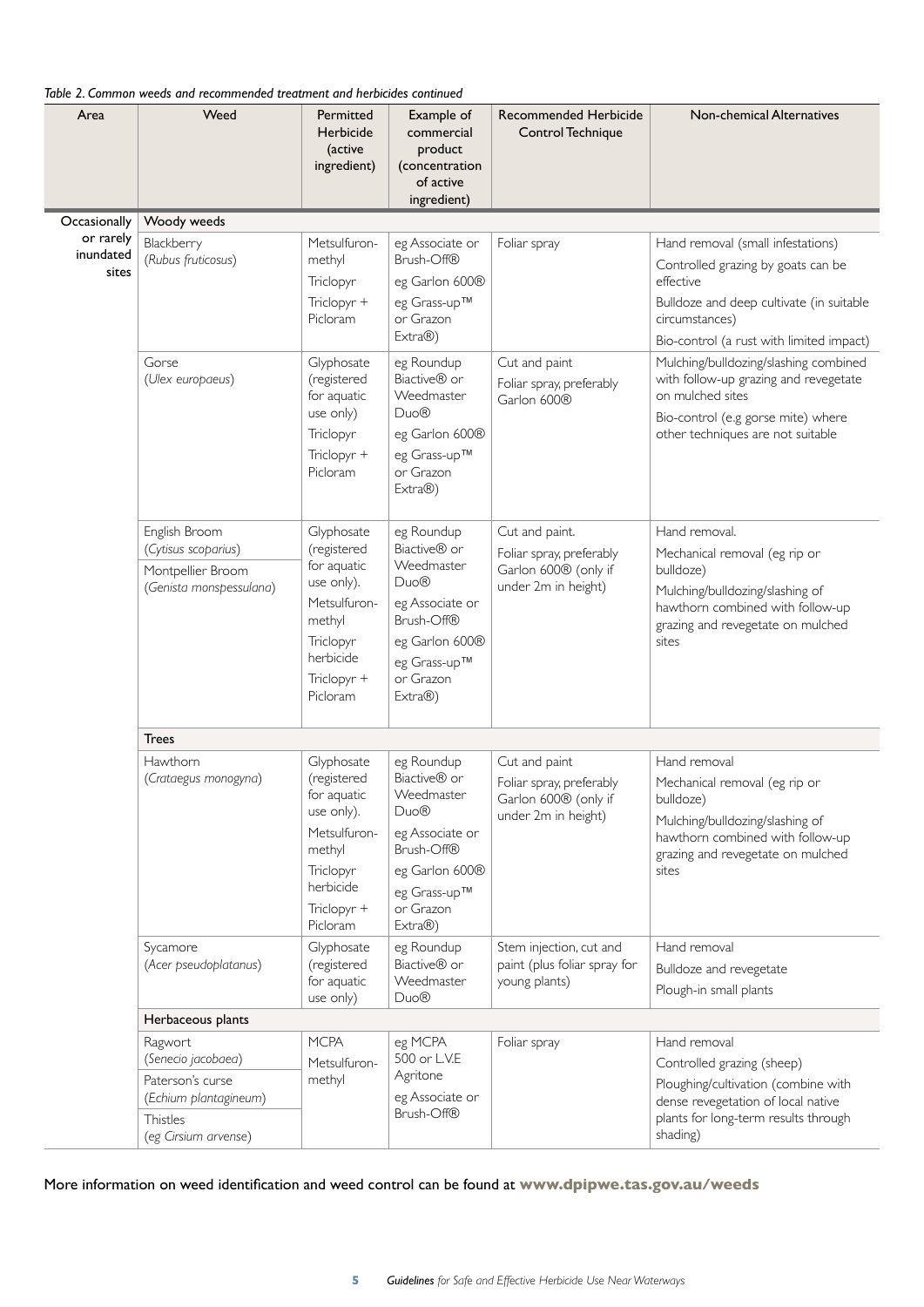*Table 2. Common weeds and recommended treatment and herbicides continued*

| Area | Weed | Permitted Herbicide (active ingredient) | Example of commercial product (concentration of active ingredient) | Recommended Herbicide Control Technique | Non-chemical Alternatives |
|---|---|---|---|---|---|
| Occasionally or rarely inundated sites | **Woody weeds** | | | | |
| | Blackberry (*Rubus fruticosus*) | Metsulfuron-methyl<br>Triclopyr<br>Triclopyr + Picloram | eg Associate or Brush-Off®<br>eg Garlon 600®<br>eg Grass-up™ or Grazon Extra®) | Foliar spray | Hand removal (small infestations)<br>Controlled grazing by goats can be effective<br>Bulldoze and deep cultivate (in suitable circumstances)<br>Bio-control (a rust with limited impact) |
| | Gorse (*Ulex europaeus*) | Glyphosate (registered for aquatic use only)<br>Triclopyr<br>Triclopyr + Picloram | eg Roundup Biactive® or Weedmaster Duo®<br>eg Garlon 600®<br>eg Grass-up™ or Grazon Extra®) | Cut and paint<br>Foliar spray, preferably Garlon 600® | Mulching/bulldozing/slashing combined with follow-up grazing and revegetate on mulched sites<br>Bio-control (e.g gorse mite) where other techniques are not suitable |
| | English Broom (*Cytisus scoparius*)<br>Montpellier Broom (*Genista monspessulana*) | Glyphosate (registered for aquatic use only).<br>Metsulfuron-methyl<br>Triclopyr herbicide<br>Triclopyr + Picloram | eg Roundup Biactive® or Weedmaster Duo®<br>eg Associate or Brush-Off®<br>eg Garlon 600®<br>eg Grass-up™ or Grazon Extra®) | Cut and paint.<br>Foliar spray, preferably Garlon 600® (only if under 2m in height) | Hand removal.<br>Mechanical removal (eg rip or bulldoze)<br>Mulching/bulldozing/slashing of hawthorn combined with follow-up grazing and revegetate on mulched sites |
| | **Trees** | | | | |
| | Hawthorn (*Crataegus monogyna*) | Glyphosate (registered for aquatic use only).<br>Metsulfuron-methyl<br>Triclopyr herbicide<br>Triclopyr + Picloram | eg Roundup Biactive® or Weedmaster Duo®<br>eg Associate or Brush-Off®<br>eg Garlon 600®<br>eg Grass-up™ or Grazon Extra®) | Cut and paint<br>Foliar spray, preferably Garlon 600® (only if under 2m in height) | Hand removal<br>Mechanical removal (eg rip or bulldoze)<br>Mulching/bulldozing/slashing of hawthorn combined with follow-up grazing and revegetate on mulched sites |
| | Sycamore (*Acer pseudoplatanus*) | Glyphosate (registered for aquatic use only) | eg Roundup Biactive® or Weedmaster Duo® | Stem injection, cut and paint (plus foliar spray for young plants) | Hand removal<br>Bulldoze and revegetate<br>Plough-in small plants |
| | **Herbaceous plants** | | | | |
| | Ragwort (*Senecio jacobaea*)<br>Paterson's curse (*Echium plantagineum*)<br>Thistles (*eg Cirsium arvense*) | MCPA<br>Metsulfuron-methyl | eg MCPA 500 or L.V.E Agritone<br>eg Associate or Brush-Off® | Foliar spray | Hand removal<br>Controlled grazing (sheep)<br>Ploughing/cultivation (combine with dense revegetation of local native plants for long-term results through shading) |

More information on weed identification and weed control can be found at **www.dpipwe.tas.gov.au/weeds**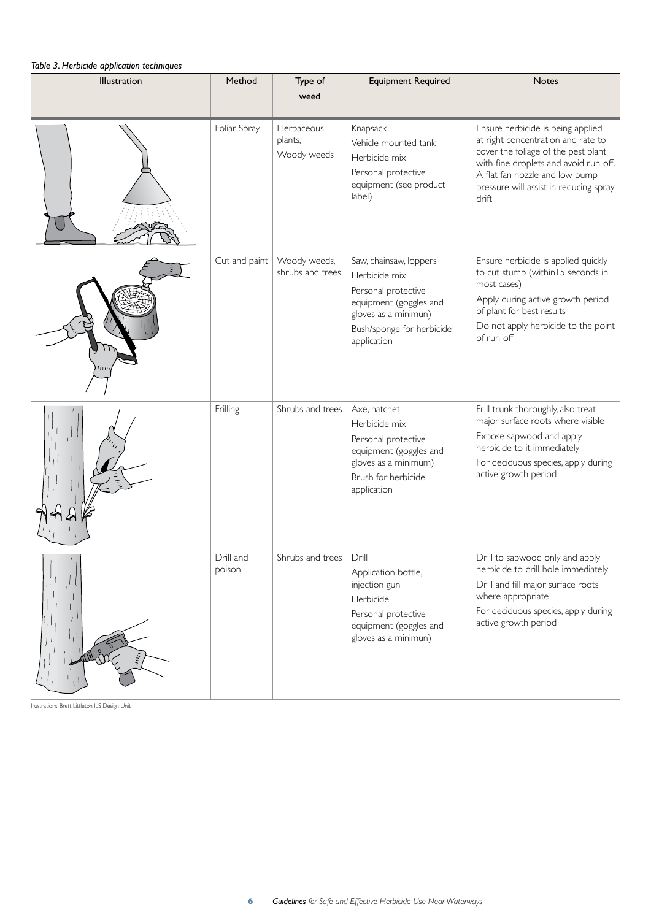*Table 3. Herbicide application techniques*

| Illustration | Method | Type of weed | Equipment Required | Notes |
|---|---|---|---|---|
| | Foliar Spray | Herbaceous plants, Woody weeds | Knapsack<br>Vehicle mounted tank<br>Herbicide mix<br>Personal protective equipment (see product label) | Ensure herbicide is being applied at right concentration and rate to cover the foliage of the pest plant with fine droplets and avoid run-off. A flat fan nozzle and low pump pressure will assist in reducing spray drift |
| | Cut and paint | Woody weeds, shrubs and trees | Saw, chainsaw, loppers<br>Herbicide mix<br>Personal protective equipment (goggles and gloves as a minimun)<br>Bush/sponge for herbicide application | Ensure herbicide is applied quickly to cut stump (within15 seconds in most cases)<br>Apply during active growth period of plant for best results<br>Do not apply herbicide to the point of run-off |
| | Frilling | Shrubs and trees | Axe, hatchet<br>Herbicide mix<br>Personal protective equipment (goggles and gloves as a minimum)<br>Brush for herbicide application | Frill trunk thoroughly, also treat major surface roots where visible<br>Expose sapwood and apply herbicide to it immediately<br>For deciduous species, apply during active growth period |
| | Drill and poison | Shrubs and trees | Drill<br>Application bottle, injection gun<br>Herbicide<br>Personal protective equipment (goggles and gloves as a minimun) | Drill to sapwood only and apply herbicide to drill hole immediately<br>Drill and fill major surface roots where appropriate<br>For deciduous species, apply during active growth period |

Illustrations: Brett Littleton ILS Design Unit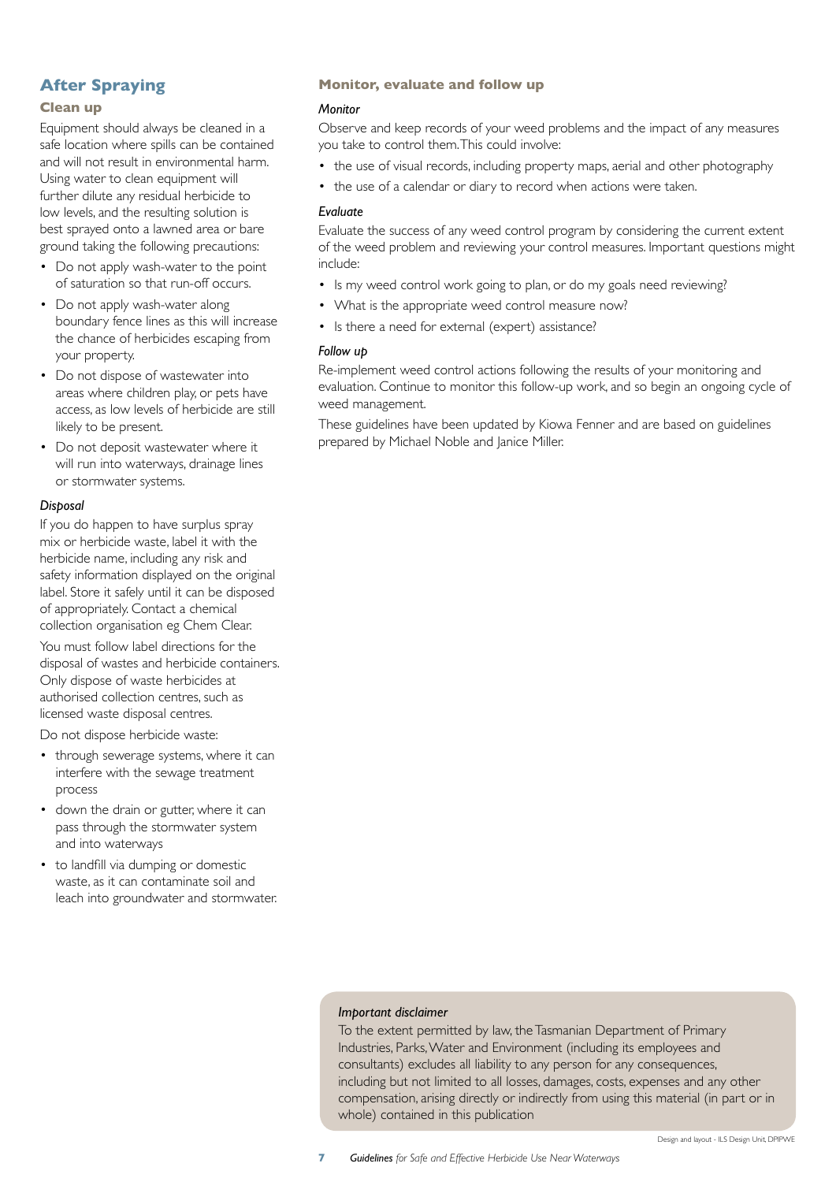## After Spraying

### Clean up

Equipment should always be cleaned in a safe location where spills can be contained and will not result in environmental harm. Using water to clean equipment will further dilute any residual herbicide to low levels, and the resulting solution is best sprayed onto a lawned area or bare ground taking the following precautions:

- Do not apply wash-water to the point of saturation so that run-off occurs.
- Do not apply wash-water along boundary fence lines as this will increase the chance of herbicides escaping from your property.
- Do not dispose of wastewater into areas where children play, or pets have access, as low levels of herbicide are still likely to be present.
- Do not deposit wastewater where it will run into waterways, drainage lines or stormwater systems.

#### *Disposal*

If you do happen to have surplus spray mix or herbicide waste, label it with the herbicide name, including any risk and safety information displayed on the original label. Store it safely until it can be disposed of appropriately. Contact a chemical collection organisation eg Chem Clear.

You must follow label directions for the disposal of wastes and herbicide containers. Only dispose of waste herbicides at authorised collection centres, such as licensed waste disposal centres.

Do not dispose herbicide waste:

- through sewerage systems, where it can interfere with the sewage treatment process
- down the drain or gutter, where it can pass through the stormwater system and into waterways
- to landfill via dumping or domestic waste, as it can contaminate soil and leach into groundwater and stormwater.

### Monitor, evaluate and follow up

#### *Monitor*

Observe and keep records of your weed problems and the impact of any measures you take to control them. This could involve:

- the use of visual records, including property maps, aerial and other photography
- the use of a calendar or diary to record when actions were taken.

#### *Evaluate*

Evaluate the success of any weed control program by considering the current extent of the weed problem and reviewing your control measures. Important questions might include:

- Is my weed control work going to plan, or do my goals need reviewing?
- What is the appropriate weed control measure now?
- Is there a need for external (expert) assistance?

#### *Follow up*

Re-implement weed control actions following the results of your monitoring and evaluation. Continue to monitor this follow-up work, and so begin an ongoing cycle of weed management.

These guidelines have been updated by Kiowa Fenner and are based on guidelines prepared by Michael Noble and Janice Miller.

*Important disclaimer*

To the extent permitted by law, the Tasmanian Department of Primary Industries, Parks, Water and Environment (including its employees and consultants) excludes all liability to any person for any consequences, including but not limited to all losses, damages, costs, expenses and any other compensation, arising directly or indirectly from using this material (in part or in whole) contained in this publication

Design and layout - ILS Design Unit, DPIPWE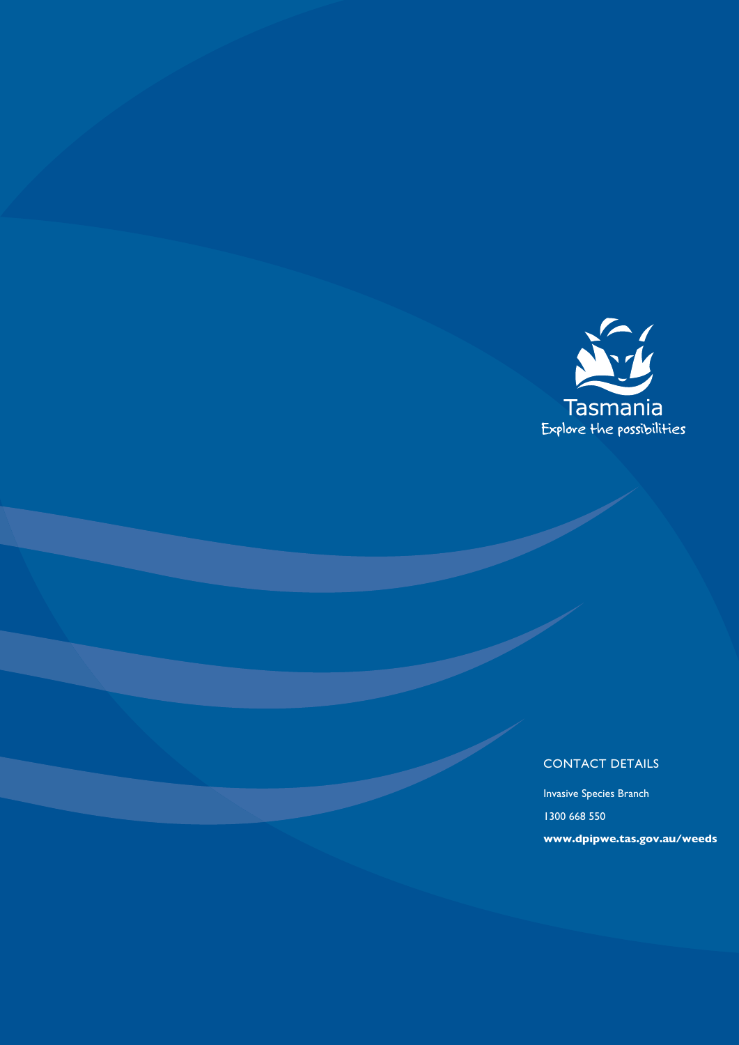Tasmania

Explore the possibilities

CONTACT DETAILS

Invasive Species Branch

1300 668 550

**www.dpipwe.tas.gov.au/weeds**